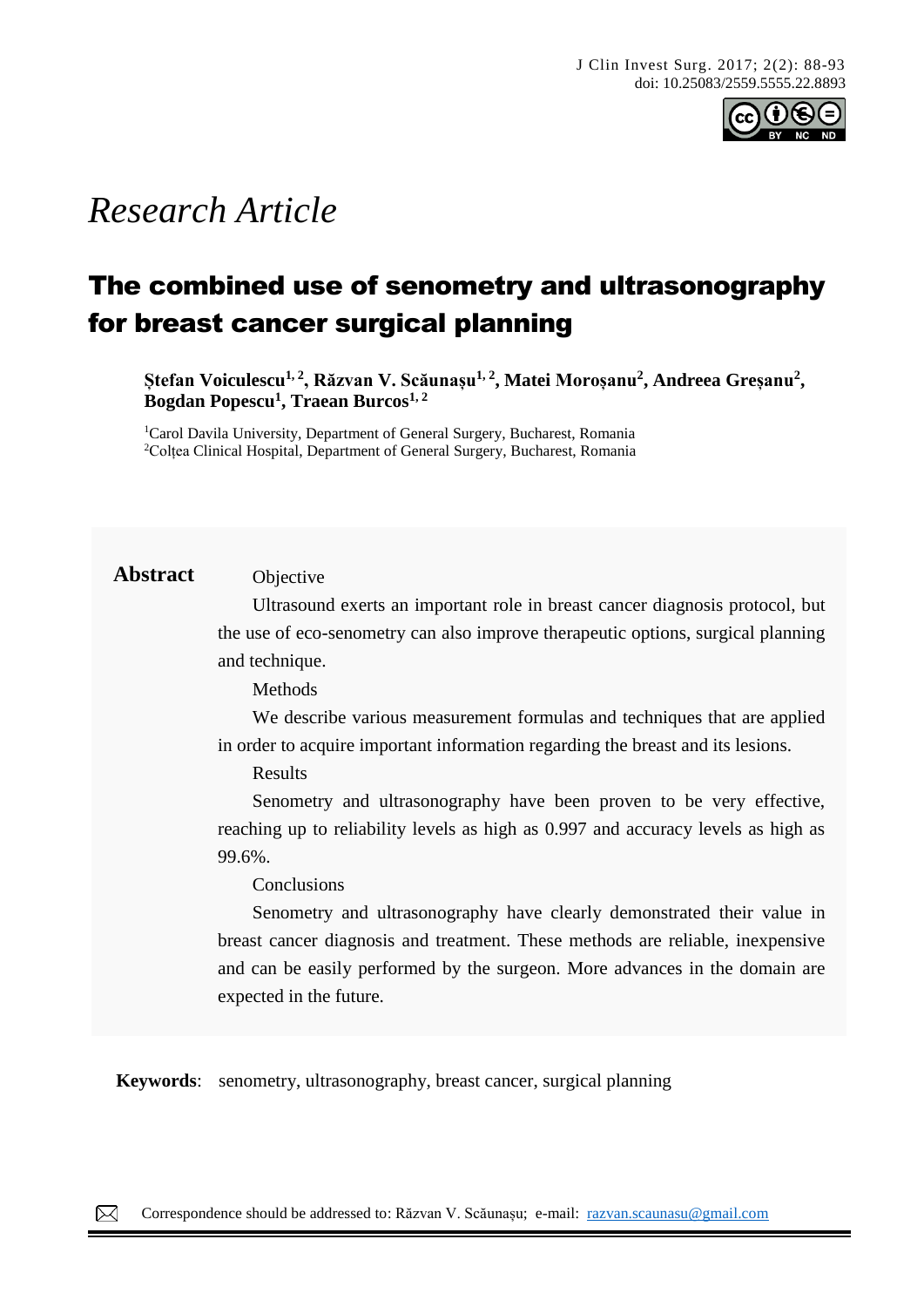*Research Article*

# The combined use of senometry and ultrasonography for breast cancer surgical planning

**Ștefan Voiculescu[1, 2], Răzvan V. Scăunașu[1, 2], Matei Moroșanu[2], Andreea Greșanu[2], Bogdan Popescu[1], Traean Burcos[1, 2]**

[1]Carol Davila University, Department of General Surgery, Bucharest, Romania
[2]Colțea Clinical Hospital, Department of General Surgery, Bucharest, Romania

## Abstract

Objective

Ultrasound exerts an important role in breast cancer diagnosis protocol, but the use of eco-senometry can also improve therapeutic options, surgical planning and technique.

Methods

We describe various measurement formulas and techniques that are applied in order to acquire important information regarding the breast and its lesions.

Results

Senometry and ultrasonography have been proven to be very effective, reaching up to reliability levels as high as 0.997 and accuracy levels as high as 99.6%.

Conclusions

Senometry and ultrasonography have clearly demonstrated their value in breast cancer diagnosis and treatment. These methods are reliable, inexpensive and can be easily performed by the surgeon. More advances in the domain are expected in the future.

**Keywords**: senometry, ultrasonography, breast cancer, surgical planning

Correspondence should be addressed to: Răzvan V. Scăunașu; e-mail: razvan.scaunasu@gmail.com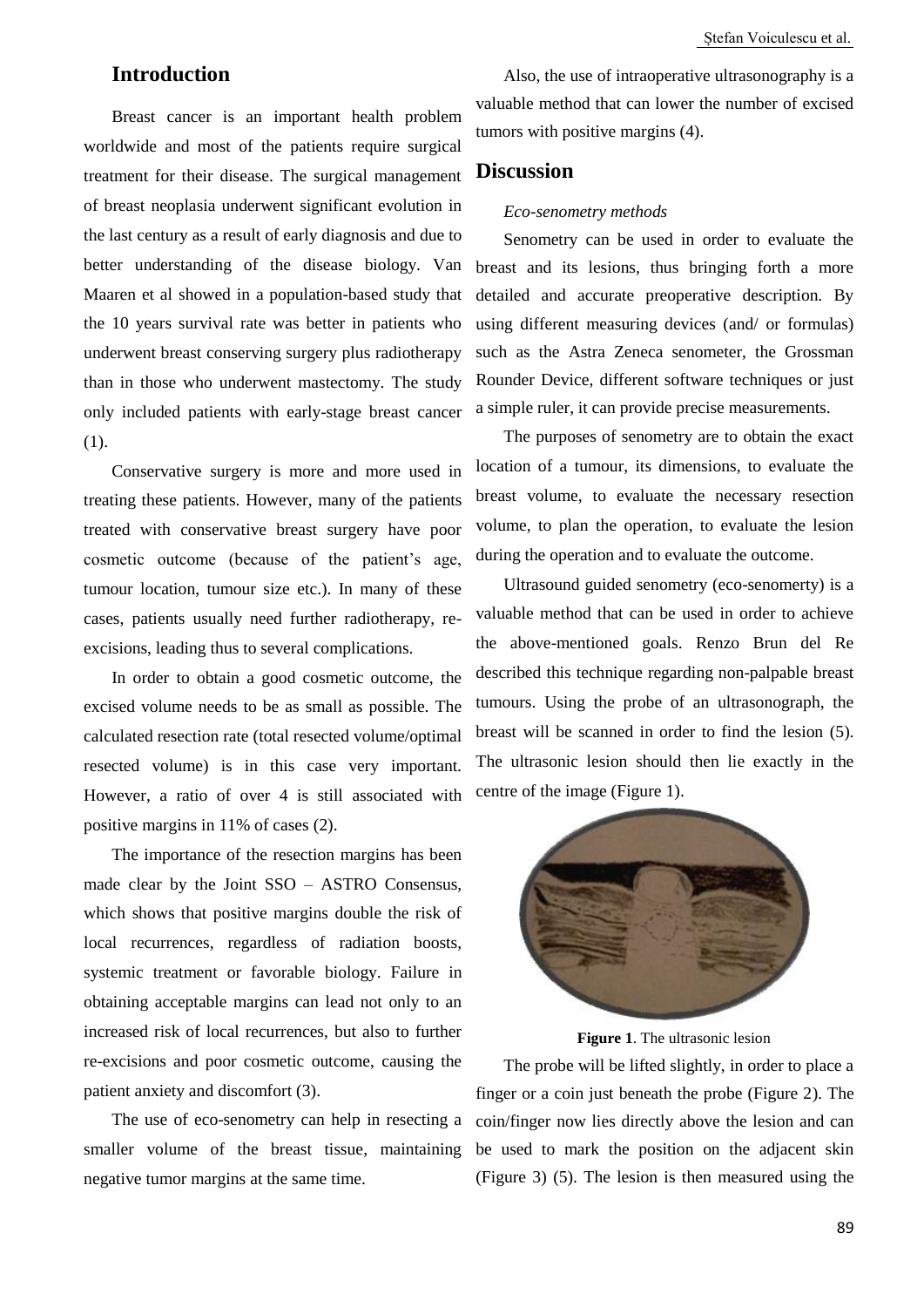## Introduction

Breast cancer is an important health problem worldwide and most of the patients require surgical treatment for their disease. The surgical management of breast neoplasia underwent significant evolution in the last century as a result of early diagnosis and due to better understanding of the disease biology. Van Maaren et al showed in a population-based study that the 10 years survival rate was better in patients who underwent breast conserving surgery plus radiotherapy than in those who underwent mastectomy. The study only included patients with early-stage breast cancer (1).

Conservative surgery is more and more used in treating these patients. However, many of the patients treated with conservative breast surgery have poor cosmetic outcome (because of the patient's age, tumour location, tumour size etc.). In many of these cases, patients usually need further radiotherapy, re-excisions, leading thus to several complications.

In order to obtain a good cosmetic outcome, the excised volume needs to be as small as possible. The calculated resection rate (total resected volume/optimal resected volume) is in this case very important. However, a ratio of over 4 is still associated with positive margins in 11% of cases (2).

The importance of the resection margins has been made clear by the Joint SSO – ASTRO Consensus, which shows that positive margins double the risk of local recurrences, regardless of radiation boosts, systemic treatment or favorable biology. Failure in obtaining acceptable margins can lead not only to an increased risk of local recurrences, but also to further re-excisions and poor cosmetic outcome, causing the patient anxiety and discomfort (3).

The use of eco-senometry can help in resecting a smaller volume of the breast tissue, maintaining negative tumor margins at the same time.

Also, the use of intraoperative ultrasonography is a valuable method that can lower the number of excised tumors with positive margins (4).

## Discussion

*Eco-senometry methods*

Senometry can be used in order to evaluate the breast and its lesions, thus bringing forth a more detailed and accurate preoperative description. By using different measuring devices (and/ or formulas) such as the Astra Zeneca senometer, the Grossman Rounder Device, different software techniques or just a simple ruler, it can provide precise measurements.

The purposes of senometry are to obtain the exact location of a tumour, its dimensions, to evaluate the breast volume, to evaluate the necessary resection volume, to plan the operation, to evaluate the lesion during the operation and to evaluate the outcome.

Ultrasound guided senometry (eco-senomerty) is a valuable method that can be used in order to achieve the above-mentioned goals. Renzo Brun del Re described this technique regarding non-palpable breast tumours. Using the probe of an ultrasonograph, the breast will be scanned in order to find the lesion (5). The ultrasonic lesion should then lie exactly in the centre of the image (Figure 1).

**Figure 1**. The ultrasonic lesion

The probe will be lifted slightly, in order to place a finger or a coin just beneath the probe (Figure 2). The coin/finger now lies directly above the lesion and can be used to mark the position on the adjacent skin (Figure 3) (5). The lesion is then measured using the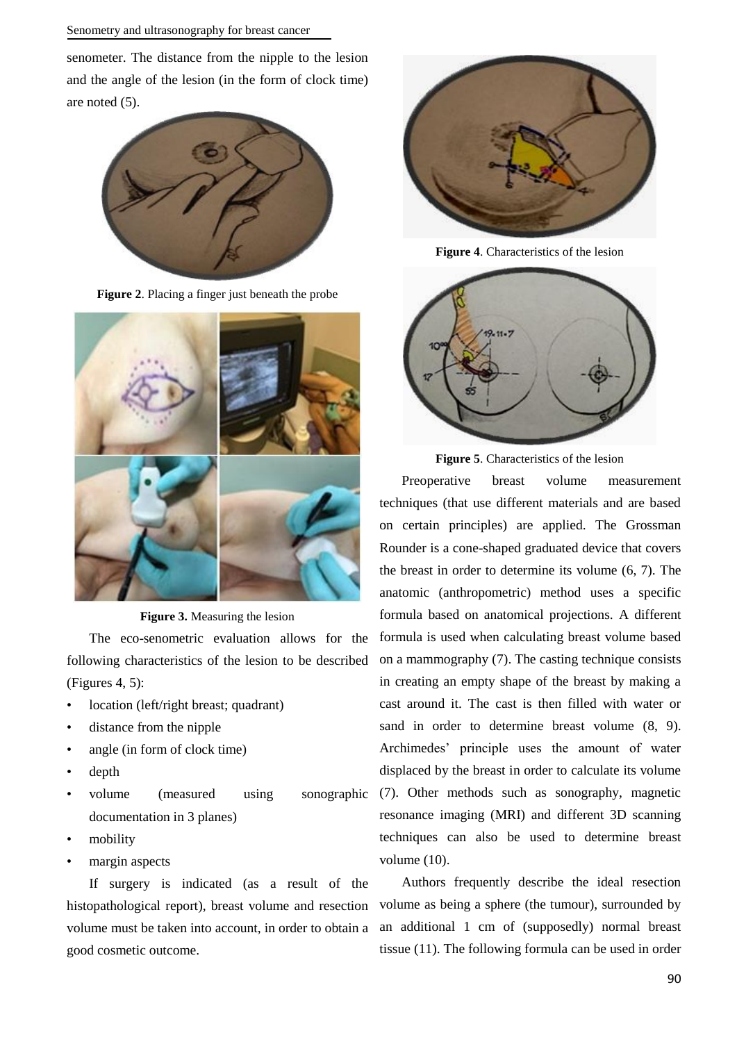senometer. The distance from the nipple to the lesion and the angle of the lesion (in the form of clock time) are noted (5).

**Figure 2**. Placing a finger just beneath the probe

**Figure 3.** Measuring the lesion

The eco-senometric evaluation allows for the following characteristics of the lesion to be described (Figures 4, 5):

- location (left/right breast; quadrant)
- distance from the nipple
- angle (in form of clock time)
- depth
- volume (measured using sonographic documentation in 3 planes)
- mobility
- margin aspects

If surgery is indicated (as a result of the histopathological report), breast volume and resection volume must be taken into account, in order to obtain a good cosmetic outcome.

**Figure 4**. Characteristics of the lesion

**Figure 5**. Characteristics of the lesion

Preoperative breast volume measurement techniques (that use different materials and are based on certain principles) are applied. The Grossman Rounder is a cone-shaped graduated device that covers the breast in order to determine its volume (6, 7). The anatomic (anthropometric) method uses a specific formula based on anatomical projections. A different formula is used when calculating breast volume based on a mammography (7). The casting technique consists in creating an empty shape of the breast by making a cast around it. The cast is then filled with water or sand in order to determine breast volume (8, 9). Archimedes' principle uses the amount of water displaced by the breast in order to calculate its volume (7). Other methods such as sonography, magnetic resonance imaging (MRI) and different 3D scanning techniques can also be used to determine breast volume (10).

Authors frequently describe the ideal resection volume as being a sphere (the tumour), surrounded by an additional 1 cm of (supposedly) normal breast tissue (11). The following formula can be used in order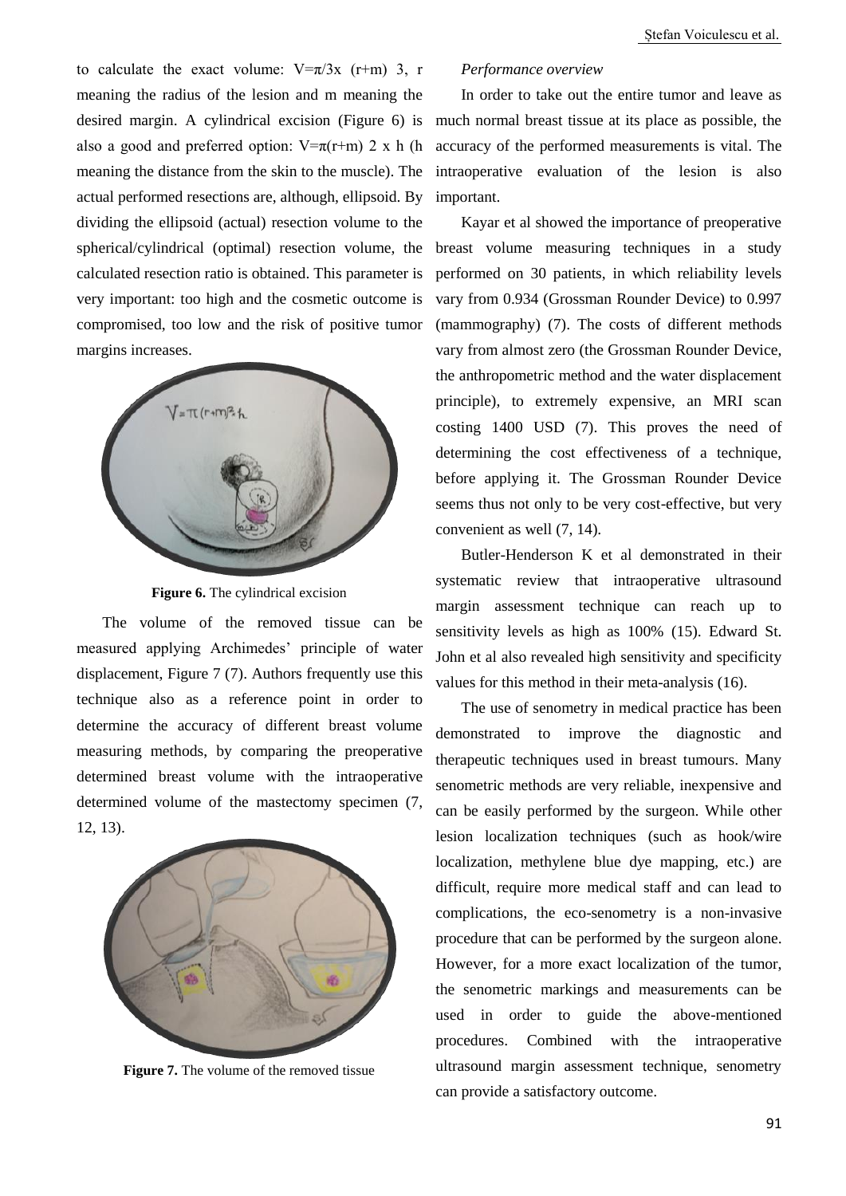to calculate the exact volume: $V=\pi/3x\ (r+m)\ 3$, r meaning the radius of the lesion and m meaning the desired margin. A cylindrical excision (Figure 6) is also a good and preferred option: $V=\pi(r+m)\ 2\ x\ h$ (h meaning the distance from the skin to the muscle). The actual performed resections are, although, ellipsoid. By dividing the ellipsoid (actual) resection volume to the spherical/cylindrical (optimal) resection volume, the calculated resection ratio is obtained. This parameter is very important: too high and the cosmetic outcome is compromised, too low and the risk of positive tumor margins increases.

**Figure 6.** The cylindrical excision

The volume of the removed tissue can be measured applying Archimedes' principle of water displacement, Figure 7 (7). Authors frequently use this technique also as a reference point in order to determine the accuracy of different breast volume measuring methods, by comparing the preoperative determined breast volume with the intraoperative determined volume of the mastectomy specimen (7, 12, 13).

**Figure 7.** The volume of the removed tissue

*Performance overview*

In order to take out the entire tumor and leave as much normal breast tissue at its place as possible, the accuracy of the performed measurements is vital. The intraoperative evaluation of the lesion is also important.

Kayar et al showed the importance of preoperative breast volume measuring techniques in a study performed on 30 patients, in which reliability levels vary from 0.934 (Grossman Rounder Device) to 0.997 (mammography) (7). The costs of different methods vary from almost zero (the Grossman Rounder Device, the anthropometric method and the water displacement principle), to extremely expensive, an MRI scan costing 1400 USD (7). This proves the need of determining the cost effectiveness of a technique, before applying it. The Grossman Rounder Device seems thus not only to be very cost-effective, but very convenient as well (7, 14).

Butler-Henderson K et al demonstrated in their systematic review that intraoperative ultrasound margin assessment technique can reach up to sensitivity levels as high as 100% (15). Edward St. John et al also revealed high sensitivity and specificity values for this method in their meta-analysis (16).

The use of senometry in medical practice has been demonstrated to improve the diagnostic and therapeutic techniques used in breast tumours. Many senometric methods are very reliable, inexpensive and can be easily performed by the surgeon. While other lesion localization techniques (such as hook/wire localization, methylene blue dye mapping, etc.) are difficult, require more medical staff and can lead to complications, the eco-senometry is a non-invasive procedure that can be performed by the surgeon alone. However, for a more exact localization of the tumor, the senometric markings and measurements can be used in order to guide the above-mentioned procedures. Combined with the intraoperative ultrasound margin assessment technique, senometry can provide a satisfactory outcome.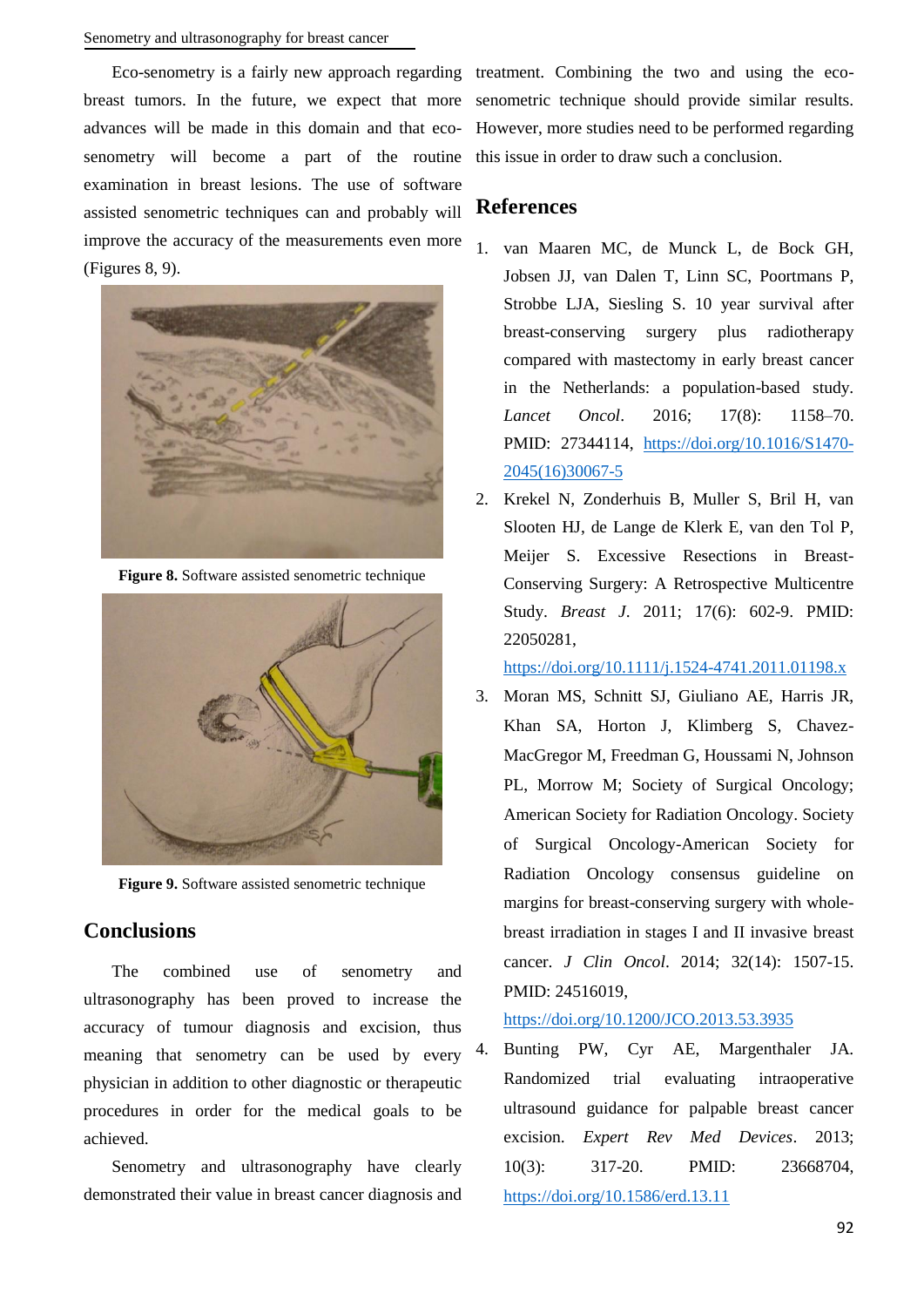Eco-senometry is a fairly new approach regarding breast tumors. In the future, we expect that more advances will be made in this domain and that eco-senometry will become a part of the routine examination in breast lesions. The use of software assisted senometric techniques can and probably will improve the accuracy of the measurements even more (Figures 8, 9).

**Figure 8.** Software assisted senometric technique

**Figure 9.** Software assisted senometric technique

## Conclusions

The combined use of senometry and ultrasonography has been proved to increase the accuracy of tumour diagnosis and excision, thus meaning that senometry can be used by every physician in addition to other diagnostic or therapeutic procedures in order for the medical goals to be achieved.

Senometry and ultrasonography have clearly demonstrated their value in breast cancer diagnosis and treatment. Combining the two and using the eco-senometric technique should provide similar results. However, more studies need to be performed regarding this issue in order to draw such a conclusion.

## References

1. van Maaren MC, de Munck L, de Bock GH, Jobsen JJ, van Dalen T, Linn SC, Poortmans P, Strobbe LJA, Siesling S. 10 year survival after breast-conserving surgery plus radiotherapy compared with mastectomy in early breast cancer in the Netherlands: a population-based study. *Lancet Oncol*. 2016; 17(8): 1158–70. PMID: 27344114, https://doi.org/10.1016/S1470-2045(16)30067-5
2. Krekel N, Zonderhuis B, Muller S, Bril H, van Slooten HJ, de Lange de Klerk E, van den Tol P, Meijer S. Excessive Resections in Breast-Conserving Surgery: A Retrospective Multicentre Study. *Breast J*. 2011; 17(6): 602-9. PMID: 22050281, https://doi.org/10.1111/j.1524-4741.2011.01198.x
3. Moran MS, Schnitt SJ, Giuliano AE, Harris JR, Khan SA, Horton J, Klimberg S, Chavez-MacGregor M, Freedman G, Houssami N, Johnson PL, Morrow M; Society of Surgical Oncology; American Society for Radiation Oncology. Society of Surgical Oncology-American Society for Radiation Oncology consensus guideline on margins for breast-conserving surgery with whole-breast irradiation in stages I and II invasive breast cancer. *J Clin Oncol*. 2014; 32(14): 1507-15. PMID: 24516019, https://doi.org/10.1200/JCO.2013.53.3935
4. Bunting PW, Cyr AE, Margenthaler JA. Randomized trial evaluating intraoperative ultrasound guidance for palpable breast cancer excision. *Expert Rev Med Devices*. 2013; 10(3): 317-20. PMID: 23668704, https://doi.org/10.1586/erd.13.11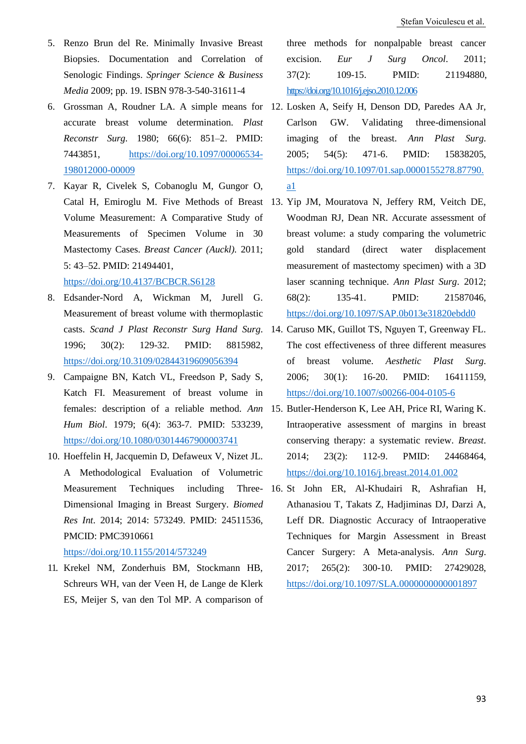5. Renzo Brun del Re. Minimally Invasive Breast Biopsies. Documentation and Correlation of Senologic Findings. *Springer Science & Business Media* 2009; pp. 19. ISBN 978-3-540-31611-4
6. Grossman A, Roudner LA. A simple means for accurate breast volume determination. *Plast Reconstr Surg*. 1980; 66(6): 851–2. PMID: 7443851, https://doi.org/10.1097/00006534-198012000-00009
7. Kayar R, Civelek S, Cobanoglu M, Gungor O, Catal H, Emiroglu M. Five Methods of Breast Volume Measurement: A Comparative Study of Measurements of Specimen Volume in 30 Mastectomy Cases. *Breast Cancer (Auckl)*. 2011; 5: 43–52. PMID: 21494401, https://doi.org/10.4137/BCBCR.S6128
8. Edsander-Nord A, Wickman M, Jurell G. Measurement of breast volume with thermoplastic casts. *Scand J Plast Reconstr Surg Hand Surg*. 1996; 30(2): 129-32. PMID: 8815982, https://doi.org/10.3109/02844319609056394
9. Campaigne BN, Katch VL, Freedson P, Sady S, Katch FI. Measurement of breast volume in females: description of a reliable method. *Ann Hum Biol*. 1979; 6(4): 363-7. PMID: 533239, https://doi.org/10.1080/03014467900003741
10. Hoeffelin H, Jacquemin D, Defaweux V, Nizet JL. A Methodological Evaluation of Volumetric Measurement Techniques including Three-Dimensional Imaging in Breast Surgery. *Biomed Res Int*. 2014; 2014: 573249. PMID: 24511536, PMCID: PMC3910661 https://doi.org/10.1155/2014/573249
11. Krekel NM, Zonderhuis BM, Stockmann HB, Schreurs WH, van der Veen H, de Lange de Klerk ES, Meijer S, van den Tol MP. A comparison of three methods for nonpalpable breast cancer excision. *Eur J Surg Oncol*. 2011; 37(2): 109-15. PMID: 21194880, https://doi.org/10.1016/j.ejso.2010.12.006
12. Losken A, Seify H, Denson DD, Paredes AA Jr, Carlson GW. Validating three-dimensional imaging of the breast. *Ann Plast Surg*. 2005; 54(5): 471-6. PMID: 15838205, https://doi.org/10.1097/01.sap.0000155278.87790.a1
13. Yip JM, Mouratova N, Jeffery RM, Veitch DE, Woodman RJ, Dean NR. Accurate assessment of breast volume: a study comparing the volumetric gold standard (direct water displacement measurement of mastectomy specimen) with a 3D laser scanning technique. *Ann Plast Surg*. 2012; 68(2): 135-41. PMID: 21587046, https://doi.org/10.1097/SAP.0b013e31820ebdd0
14. Caruso MK, Guillot TS, Nguyen T, Greenway FL. The cost effectiveness of three different measures of breast volume. *Aesthetic Plast Surg*. 2006; 30(1): 16-20. PMID: 16411159, https://doi.org/10.1007/s00266-004-0105-6
15. Butler-Henderson K, Lee AH, Price RI, Waring K. Intraoperative assessment of margins in breast conserving therapy: a systematic review. *Breast*. 2014; 23(2): 112-9. PMID: 24468464, https://doi.org/10.1016/j.breast.2014.01.002
16. St John ER, Al-Khudairi R, Ashrafian H, Athanasiou T, Takats Z, Hadjiminas DJ, Darzi A, Leff DR. Diagnostic Accuracy of Intraoperative Techniques for Margin Assessment in Breast Cancer Surgery: A Meta-analysis. *Ann Surg*. 2017; 265(2): 300-10. PMID: 27429028, https://doi.org/10.1097/SLA.0000000000001897